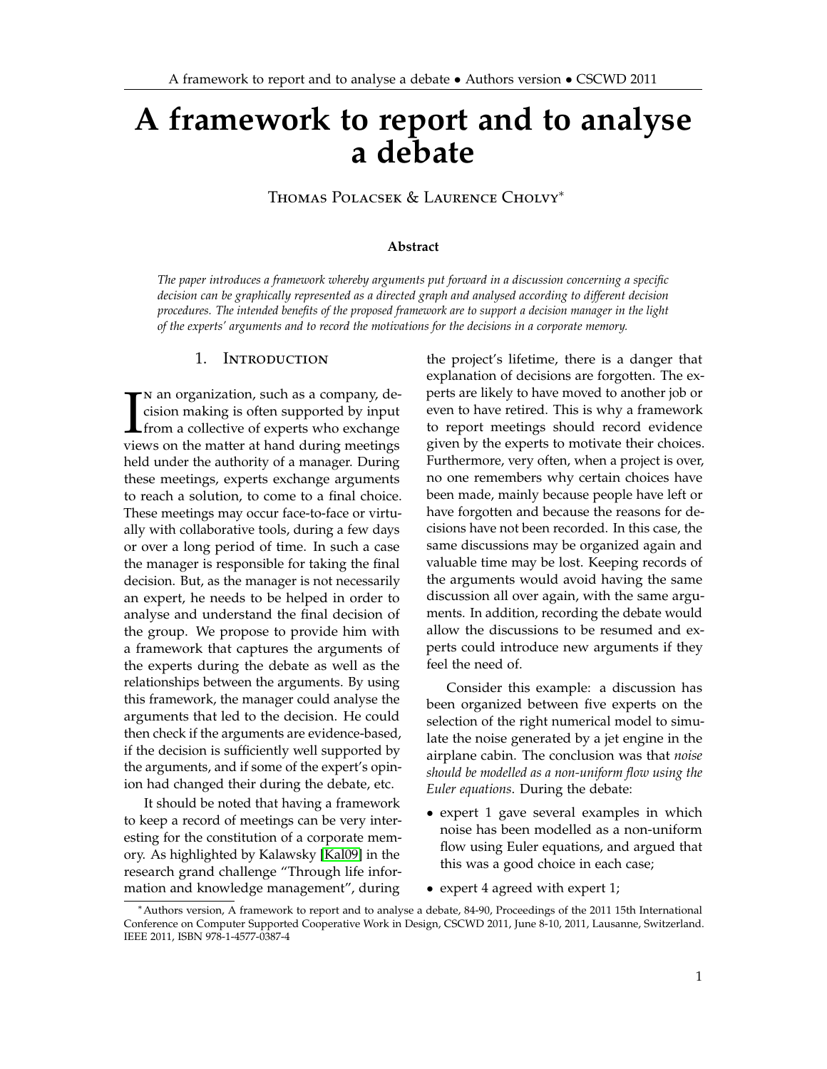# A framework to report and to analyse a debate

Thomas Polacsek & Laurence Cholvy[*]

**Abstract**

*The paper introduces a framework whereby arguments put forward in a discussion concerning a specific decision can be graphically represented as a directed graph and analysed according to different decision procedures. The intended benefits of the proposed framework are to support a decision manager in the light of the experts' arguments and to record the motivations for the decisions in a corporate memory.*

## 1. Introduction

In an organization, such as a company, decision making is often supported by input from a collective of experts who exchange views on the matter at hand during meetings held under the authority of a manager. During these meetings, experts exchange arguments to reach a solution, to come to a final choice. These meetings may occur face-to-face or virtually with collaborative tools, during a few days or over a long period of time. In such a case the manager is responsible for taking the final decision. But, as the manager is not necessarily an expert, he needs to be helped in order to analyse and understand the final decision of the group. We propose to provide him with a framework that captures the arguments of the experts during the debate as well as the relationships between the arguments. By using this framework, the manager could analyse the arguments that led to the decision. He could then check if the arguments are evidence-based, if the decision is sufficiently well supported by the arguments, and if some of the expert's opinion had changed their during the debate, etc.

It should be noted that having a framework to keep a record of meetings can be very interesting for the constitution of a corporate memory. As highlighted by Kalawsky [Kal09] in the research grand challenge "Through life information and knowledge management", during the project's lifetime, there is a danger that explanation of decisions are forgotten. The experts are likely to have moved to another job or even to have retired. This is why a framework to report meetings should record evidence given by the experts to motivate their choices. Furthermore, very often, when a project is over, no one remembers why certain choices have been made, mainly because people have left or have forgotten and because the reasons for decisions have not been recorded. In this case, the same discussions may be organized again and valuable time may be lost. Keeping records of the arguments would avoid having the same discussion all over again, with the same arguments. In addition, recording the debate would allow the discussions to be resumed and experts could introduce new arguments if they feel the need of.

Consider this example: a discussion has been organized between five experts on the selection of the right numerical model to simulate the noise generated by a jet engine in the airplane cabin. The conclusion was that *noise should be modelled as a non-uniform flow using the Euler equations*. During the debate:

- expert 1 gave several examples in which noise has been modelled as a non-uniform flow using Euler equations, and argued that this was a good choice in each case;
- expert 4 agreed with expert 1;

[*] Authors version, A framework to report and to analyse a debate, 84-90, Proceedings of the 2011 15th International Conference on Computer Supported Cooperative Work in Design, CSCWD 2011, June 8-10, 2011, Lausanne, Switzerland. IEEE 2011, ISBN 978-1-4577-0387-4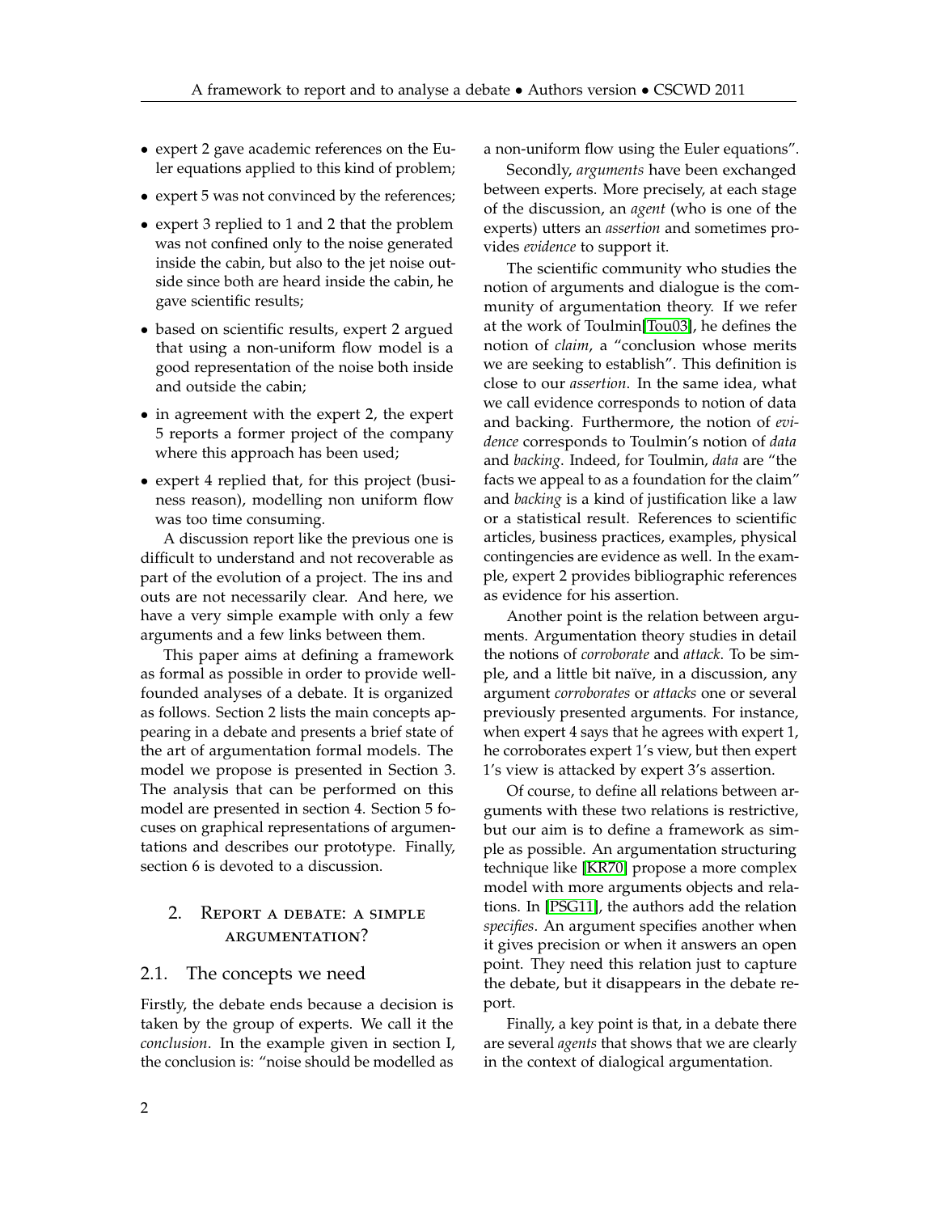- expert 2 gave academic references on the Euler equations applied to this kind of problem;
- expert 5 was not convinced by the references;
- expert 3 replied to 1 and 2 that the problem was not confined only to the noise generated inside the cabin, but also to the jet noise outside since both are heard inside the cabin, he gave scientific results;
- based on scientific results, expert 2 argued that using a non-uniform flow model is a good representation of the noise both inside and outside the cabin;
- in agreement with the expert 2, the expert 5 reports a former project of the company where this approach has been used;
- expert 4 replied that, for this project (business reason), modelling non uniform flow was too time consuming.

A discussion report like the previous one is difficult to understand and not recoverable as part of the evolution of a project. The ins and outs are not necessarily clear. And here, we have a very simple example with only a few arguments and a few links between them.

This paper aims at defining a framework as formal as possible in order to provide well-founded analyses of a debate. It is organized as follows. Section 2 lists the main concepts appearing in a debate and presents a brief state of the art of argumentation formal models. The model we propose is presented in Section 3. The analysis that can be performed on this model are presented in section 4. Section 5 focuses on graphical representations of argumentations and describes our prototype. Finally, section 6 is devoted to a discussion.

## 2. Report a debate: a simple argumentation?

### 2.1. The concepts we need

Firstly, the debate ends because a decision is taken by the group of experts. We call it the *conclusion*. In the example given in section I, the conclusion is: "noise should be modelled as a non-uniform flow using the Euler equations".

Secondly, *arguments* have been exchanged between experts. More precisely, at each stage of the discussion, an *agent* (who is one of the experts) utters an *assertion* and sometimes provides *evidence* to support it.

The scientific community who studies the notion of arguments and dialogue is the community of argumentation theory. If we refer at the work of Toulmin[Tou03], he defines the notion of *claim*, a "conclusion whose merits we are seeking to establish". This definition is close to our *assertion*. In the same idea, what we call evidence corresponds to notion of data and backing. Furthermore, the notion of *evidence* corresponds to Toulmin's notion of *data* and *backing*. Indeed, for Toulmin, *data* are "the facts we appeal to as a foundation for the claim" and *backing* is a kind of justification like a law or a statistical result. References to scientific articles, business practices, examples, physical contingencies are evidence as well. In the example, expert 2 provides bibliographic references as evidence for his assertion.

Another point is the relation between arguments. Argumentation theory studies in detail the notions of *corroborate* and *attack*. To be simple, and a little bit naïve, in a discussion, any argument *corroborates* or *attacks* one or several previously presented arguments. For instance, when expert 4 says that he agrees with expert 1, he corroborates expert 1's view, but then expert 1's view is attacked by expert 3's assertion.

Of course, to define all relations between arguments with these two relations is restrictive, but our aim is to define a framework as simple as possible. An argumentation structuring technique like [KR70] propose a more complex model with more arguments objects and relations. In [PSG11], the authors add the relation *specifies*. An argument specifies another when it gives precision or when it answers an open point. They need this relation just to capture the debate, but it disappears in the debate report.

Finally, a key point is that, in a debate there are several *agents* that shows that we are clearly in the context of dialogical argumentation.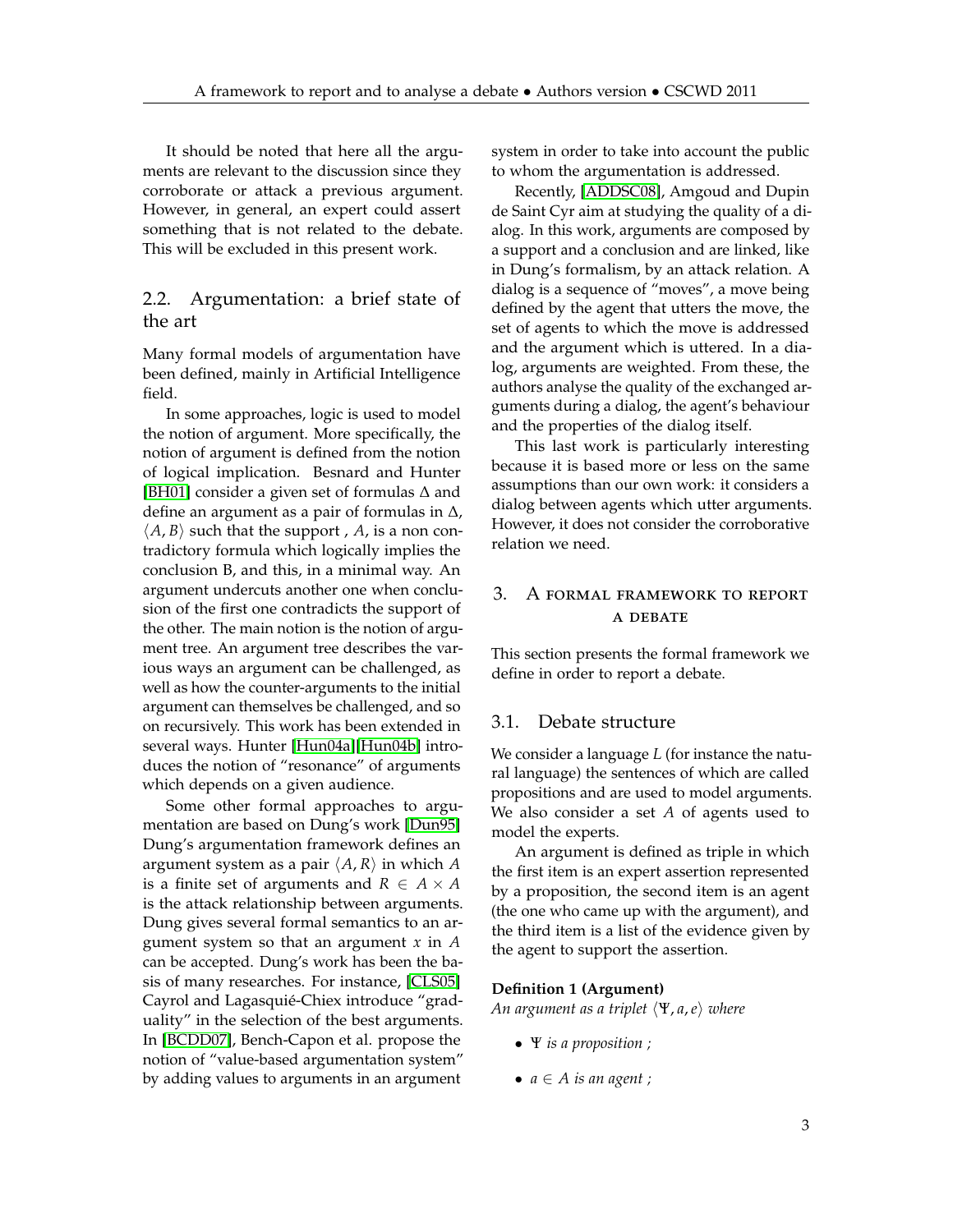It should be noted that here all the arguments are relevant to the discussion since they corroborate or attack a previous argument. However, in general, an expert could assert something that is not related to the debate. This will be excluded in this present work.

## 2.2. Argumentation: a brief state of the art

Many formal models of argumentation have been defined, mainly in Artificial Intelligence field.

In some approaches, logic is used to model the notion of argument. More specifically, the notion of argument is defined from the notion of logical implication. Besnard and Hunter [BH01] consider a given set of formulas $\Delta$ and define an argument as a pair of formulas in $\Delta$, $\langle A, B \rangle$ such that the support , $A$, is a non contradictory formula which logically implies the conclusion B, and this, in a minimal way. An argument undercuts another one when conclusion of the first one contradicts the support of the other. The main notion is the notion of argument tree. An argument tree describes the various ways an argument can be challenged, as well as how the counter-arguments to the initial argument can themselves be challenged, and so on recursively. This work has been extended in several ways. Hunter [Hun04a][Hun04b] introduces the notion of "resonance" of arguments which depends on a given audience.

Some other formal approaches to argumentation are based on Dung's work [Dun95] Dung's argumentation framework defines an argument system as a pair $\langle A, R \rangle$ in which $A$ is a finite set of arguments and $R \in A \times A$ is the attack relationship between arguments. Dung gives several formal semantics to an argument system so that an argument $x$ in $A$ can be accepted. Dung's work has been the basis of many researches. For instance, [CLS05] Cayrol and Lagasquié-Chiex introduce "graduality" in the selection of the best arguments. In [BCDD07], Bench-Capon et al. propose the notion of "value-based argumentation system" by adding values to arguments in an argument system in order to take into account the public to whom the argumentation is addressed.

Recently, [ADDSC08], Amgoud and Dupin de Saint Cyr aim at studying the quality of a dialog. In this work, arguments are composed by a support and a conclusion and are linked, like in Dung's formalism, by an attack relation. A dialog is a sequence of "moves", a move being defined by the agent that utters the move, the set of agents to which the move is addressed and the argument which is uttered. In a dialog, arguments are weighted. From these, the authors analyse the quality of the exchanged arguments during a dialog, the agent's behaviour and the properties of the dialog itself.

This last work is particularly interesting because it is based more or less on the same assumptions than our own work: it considers a dialog between agents which utter arguments. However, it does not consider the corroborative relation we need.

# 3. A formal framework to report a debate

This section presents the formal framework we define in order to report a debate.

## 3.1. Debate structure

We consider a language $L$ (for instance the natural language) the sentences of which are called propositions and are used to model arguments. We also consider a set $A$ of agents used to model the experts.

An argument is defined as triple in which the first item is an expert assertion represented by a proposition, the second item is an agent (the one who came up with the argument), and the third item is a list of the evidence given by the agent to support the assertion.

**Definition 1 (Argument)**
*An argument as a triplet* $\langle \Psi, a, e \rangle$ *where*

- $\Psi$ *is a proposition ;*
- $a \in A$ *is an agent ;*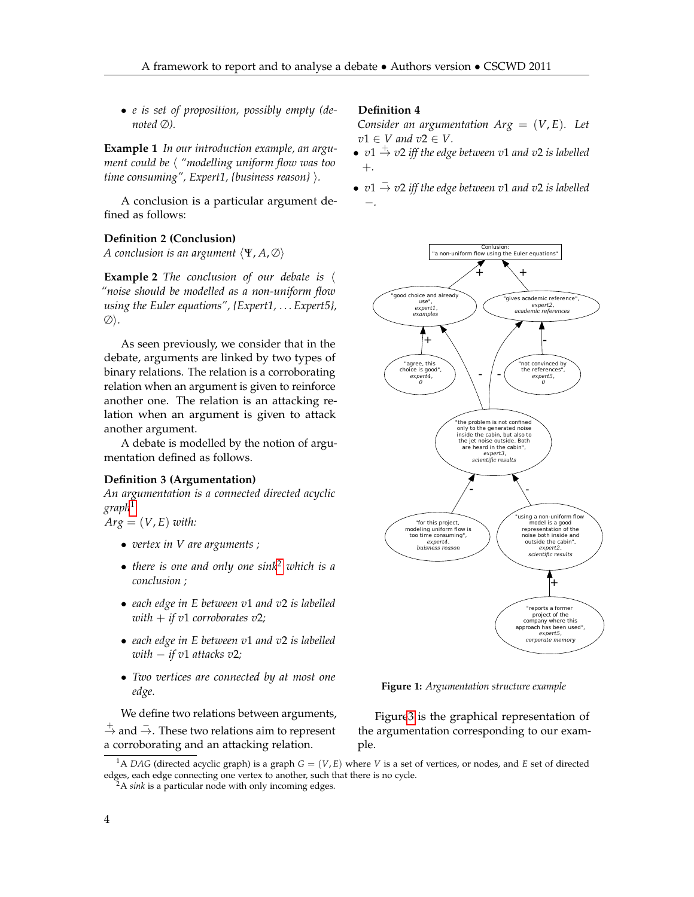- *e is set of proposition, possibly empty (denoted $\emptyset$).*

**Example 1** *In our introduction example, an argument could be ⟨ "modelling uniform flow was too time consuming", Expert1, {business reason} ⟩.*

A conclusion is a particular argument defined as follows:

**Definition 2 (Conclusion)**
*A conclusion is an argument $\langle \Psi, A, \emptyset \rangle$*

**Example 2** *The conclusion of our debate is ⟨ "noise should be modelled as a non-uniform flow using the Euler equations", {Expert1, . . . Expert5}, $\emptyset$⟩.*

As seen previously, we consider that in the debate, arguments are linked by two types of binary relations. The relation is a corroborating relation when an argument is given to reinforce another one. The relation is an attacking relation when an argument is given to attack another argument.

A debate is modelled by the notion of argumentation defined as follows.

**Definition 3 (Argumentation)**
*An argumentation is a connected directed acyclic graph*[1]
*$Arg = (V, E)$ with:*

- *vertex in $V$ are arguments ;*
- *there is one and only one sink*[2] *which is a conclusion ;*
- *each edge in $E$ between $v1$ and $v2$ is labelled with $+$ if $v1$ corroborates $v2$;*
- *each edge in $E$ between $v1$ and $v2$ is labelled with $-$ if $v1$ attacks $v2$;*
- *Two vertices are connected by at most one edge.*

We define two relations between arguments, $\overset{+}{\rightarrow}$ and $\overset{-}{\rightarrow}$. These two relations aim to represent a corroborating and an attacking relation.

**Definition 4**
*Consider an argumentation $Arg = (V, E)$. Let $v1 \in V$ and $v2 \in V$.*

- *$v1 \overset{+}{\rightarrow} v2$ iff the edge between $v1$ and $v2$ is labelled $+$.*
- *$v1 \overset{-}{\rightarrow} v2$ iff the edge between $v1$ and $v2$ is labelled $-$.*

**Figure 1:** *Argumentation structure example*

Figure 3 is the graphical representation of the argumentation corresponding to our example.

[1] A *DAG* (directed acyclic graph) is a graph $G = (V, E)$ where $V$ is a set of vertices, or nodes, and $E$ set of directed edges, each edge connecting one vertex to another, such that there is no cycle.

[2] A *sink* is a particular node with only incoming edges.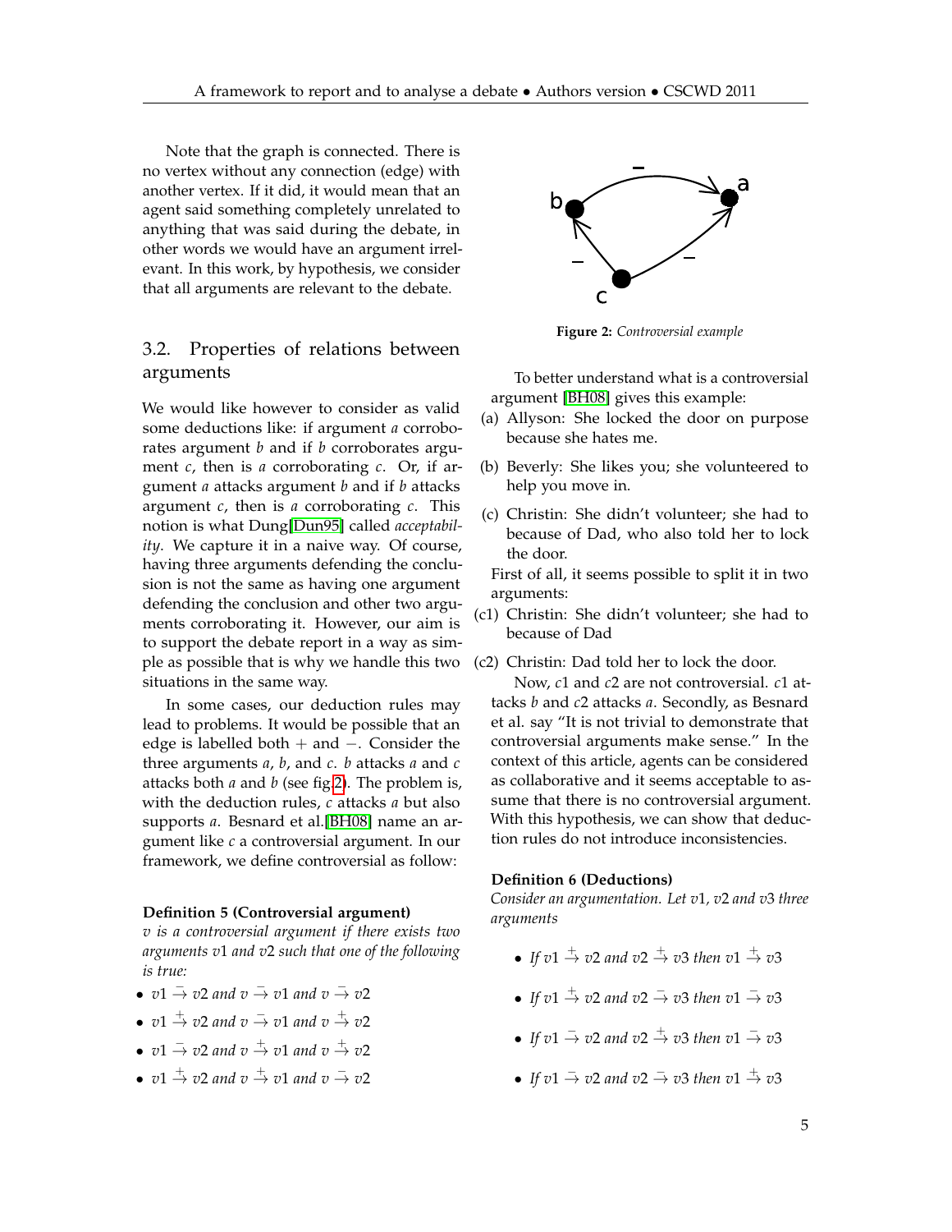Note that the graph is connected. There is no vertex without any connection (edge) with another vertex. If it did, it would mean that an agent said something completely unrelated to anything that was said during the debate, in other words we would have an argument irrelevant. In this work, by hypothesis, we consider that all arguments are relevant to the debate.

## 3.2. Properties of relations between arguments

We would like however to consider as valid some deductions like: if argument *a* corroborates argument *b* and if *b* corroborates argument *c*, then is *a* corroborating *c*. Or, if argument *a* attacks argument *b* and if *b* attacks argument *c*, then is *a* corroborating *c*. This notion is what Dung[Dun95] called *acceptability*. We capture it in a naive way. Of course, having three arguments defending the conclusion is not the same as having one argument defending the conclusion and other two arguments corroborating it. However, our aim is to support the debate report in a way as simple as possible that is why we handle this two situations in the same way.

In some cases, our deduction rules may lead to problems. It would be possible that an edge is labelled both + and −. Consider the three arguments *a*, *b*, and *c*. *b* attacks *a* and *c* attacks both *a* and *b* (see fig.2). The problem is, with the deduction rules, *c* attacks *a* but also supports *a*. Besnard et al.[BH08] name an argument like *c* a controversial argument. In our framework, we define controversial as follow:

**Definition 5 (Controversial argument)**
*v is a controversial argument if there exists two arguments* $v1$ *and* $v2$ *such that one of the following is true:*

- $v1 \overset{-}{\to} v2$ *and* $v \overset{-}{\to} v1$ *and* $v \overset{-}{\to} v2$
- $v1 \overset{+}{\to} v2$ *and* $v \overset{-}{\to} v1$ *and* $v \overset{+}{\to} v2$
- $v1 \overset{-}{\to} v2$ *and* $v \overset{+}{\to} v1$ *and* $v \overset{+}{\to} v2$
- $v1 \overset{+}{\to} v2$ *and* $v \overset{+}{\to} v1$ *and* $v \overset{-}{\to} v2$

**Figure 2:** *Controversial example*

To better understand what is a controversial argument [BH08] gives this example:

(a) Allyson: She locked the door on purpose because she hates me.

(b) Beverly: She likes you; she volunteered to help you move in.

(c) Christin: She didn't volunteer; she had to because of Dad, who also told her to lock the door.

First of all, it seems possible to split it in two arguments:

(c1) Christin: She didn't volunteer; she had to because of Dad

(c2) Christin: Dad told her to lock the door.

Now, $c1$ and $c2$ are not controversial. $c1$ attacks *b* and $c2$ attacks *a*. Secondly, as Besnard et al. say "It is not trivial to demonstrate that controversial arguments make sense." In the context of this article, agents can be considered as collaborative and it seems acceptable to assume that there is no controversial argument. With this hypothesis, we can show that deduction rules do not introduce inconsistencies.

**Definition 6 (Deductions)**
*Consider an argumentation. Let* $v1$*,* $v2$ *and* $v3$ *three arguments*

- *If* $v1 \overset{+}{\to} v2$ *and* $v2 \overset{+}{\to} v3$ *then* $v1 \overset{+}{\to} v3$
- *If* $v1 \overset{+}{\to} v2$ *and* $v2 \overset{-}{\to} v3$ *then* $v1 \overset{-}{\to} v3$
- *If* $v1 \overset{-}{\to} v2$ *and* $v2 \overset{+}{\to} v3$ *then* $v1 \overset{-}{\to} v3$
- *If* $v1 \overset{-}{\to} v2$ *and* $v2 \overset{-}{\to} v3$ *then* $v1 \overset{+}{\to} v3$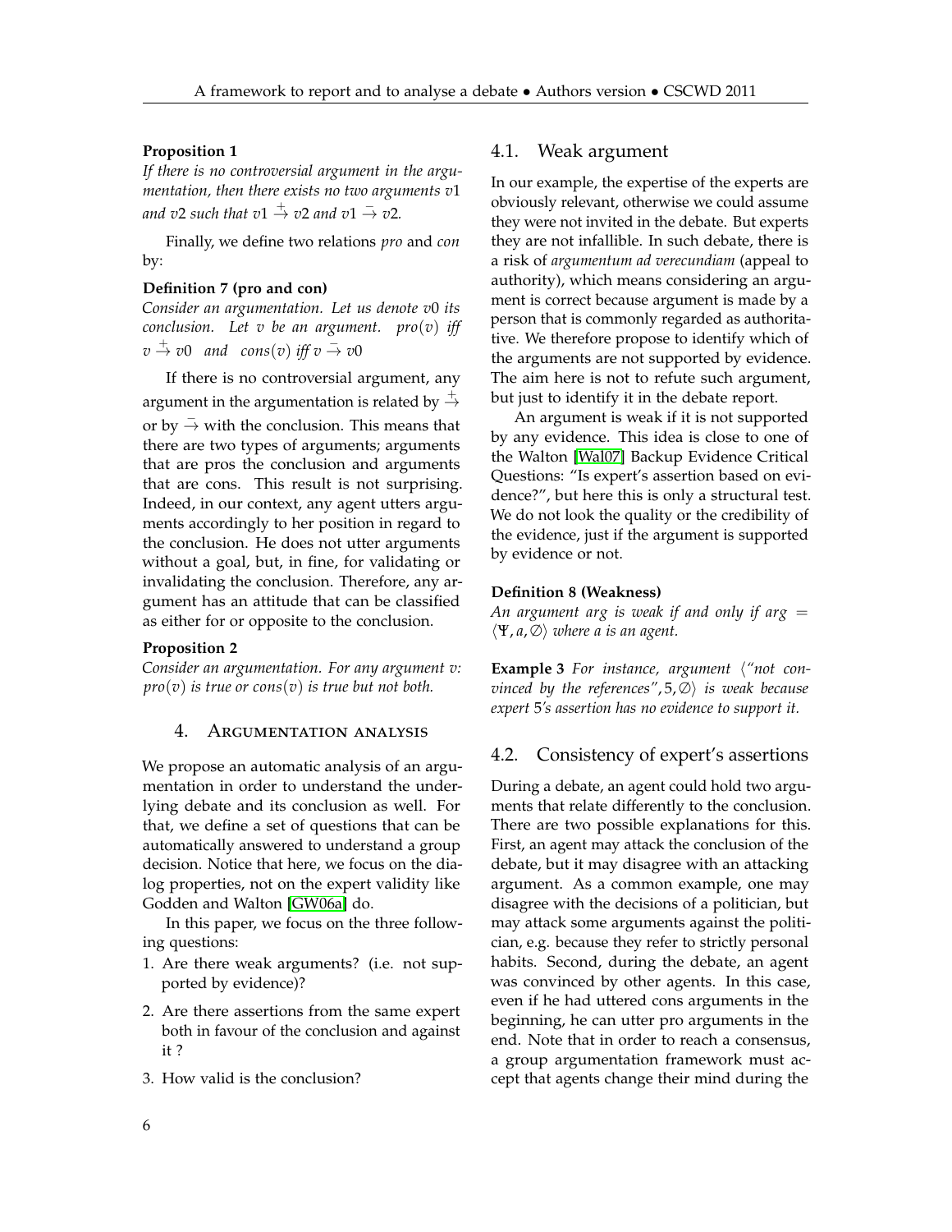**Proposition 1**

*If there is no controversial argument in the argumentation, then there exists no two arguments $v1$ and $v2$ such that $v1 \stackrel{+}{\rightarrow} v2$ and $v1 \stackrel{-}{\rightarrow} v2$.*

Finally, we define two relations *pro* and *con* by:

**Definition 7 (pro and con)**

*Consider an argumentation. Let us denote $v0$ its conclusion. Let $v$ be an argument. $pro(v)$ iff $v \stackrel{+}{\rightarrow} v0$ and $cons(v)$ iff $v \stackrel{-}{\rightarrow} v0$*

If there is no controversial argument, any argument in the argumentation is related by $\stackrel{+}{\rightarrow}$ or by $\stackrel{-}{\rightarrow}$ with the conclusion. This means that there are two types of arguments; arguments that are pros the conclusion and arguments that are cons. This result is not surprising. Indeed, in our context, any agent utters arguments accordingly to her position in regard to the conclusion. He does not utter arguments without a goal, but, in fine, for validating or invalidating the conclusion. Therefore, any argument has an attitude that can be classified as either for or opposite to the conclusion.

**Proposition 2**

*Consider an argumentation. For any argument $v$: $pro(v)$ is true or $cons(v)$ is true but not both.*

## 4. Argumentation analysis

We propose an automatic analysis of an argumentation in order to understand the underlying debate and its conclusion as well. For that, we define a set of questions that can be automatically answered to understand a group decision. Notice that here, we focus on the dialog properties, not on the expert validity like Godden and Walton [GW06a] do.

In this paper, we focus on the three following questions:

1. Are there weak arguments? (i.e. not supported by evidence)?
2. Are there assertions from the same expert both in favour of the conclusion and against it ?
3. How valid is the conclusion?

### 4.1. Weak argument

In our example, the expertise of the experts are obviously relevant, otherwise we could assume they were not invited in the debate. But experts they are not infallible. In such debate, there is a risk of *argumentum ad verecundiam* (appeal to authority), which means considering an argument is correct because argument is made by a person that is commonly regarded as authoritative. We therefore propose to identify which of the arguments are not supported by evidence. The aim here is not to refute such argument, but just to identify it in the debate report.

An argument is weak if it is not supported by any evidence. This idea is close to one of the Walton [Wal07] Backup Evidence Critical Questions: "Is expert's assertion based on evidence?", but here this is only a structural test. We do not look the quality or the credibility of the evidence, just if the argument is supported by evidence or not.

**Definition 8 (Weakness)**

*An argument arg is weak if and only if $arg = \langle \Psi, a, \emptyset \rangle$ where $a$ is an agent.*

**Example 3** *For instance, argument $\langle$"not convinced by the references"$, 5, \emptyset \rangle$ is weak because expert 5's assertion has no evidence to support it.*

### 4.2. Consistency of expert's assertions

During a debate, an agent could hold two arguments that relate differently to the conclusion. There are two possible explanations for this. First, an agent may attack the conclusion of the debate, but it may disagree with an attacking argument. As a common example, one may disagree with the decisions of a politician, but may attack some arguments against the politician, e.g. because they refer to strictly personal habits. Second, during the debate, an agent was convinced by other agents. In this case, even if he had uttered cons arguments in the beginning, he can utter pro arguments in the end. Note that in order to reach a consensus, a group argumentation framework must accept that agents change their mind during the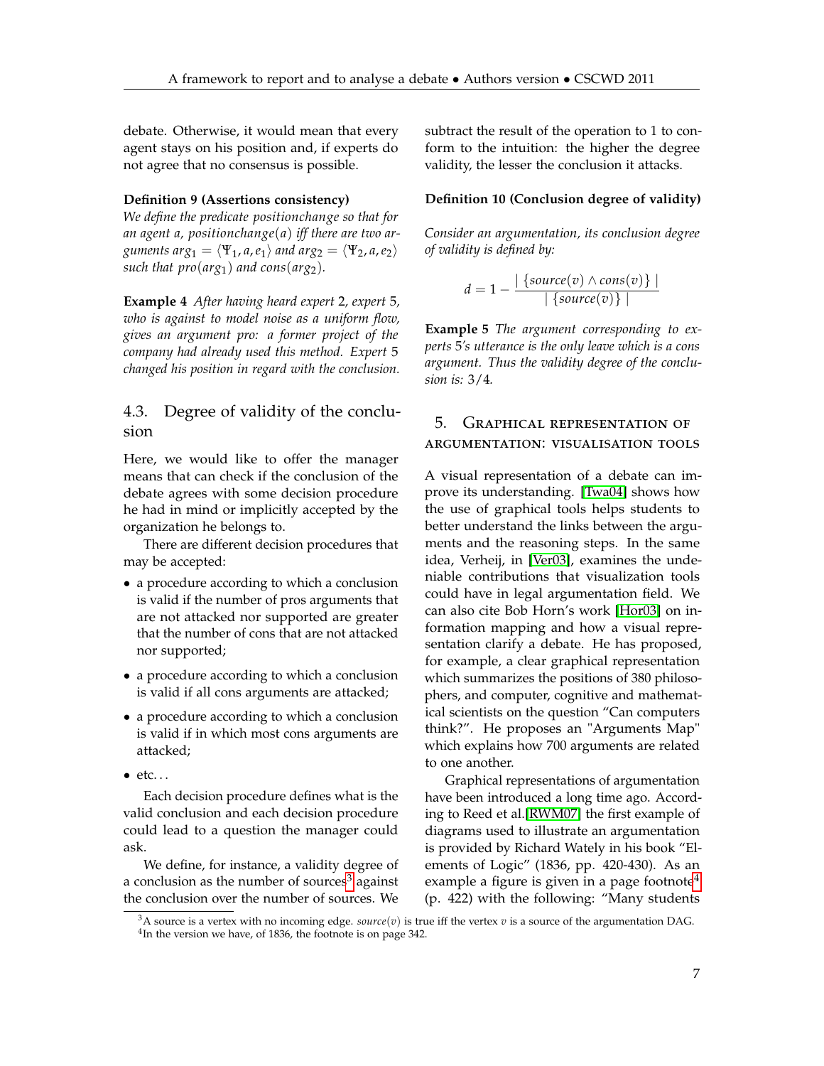debate. Otherwise, it would mean that every agent stays on his position and, if experts do not agree that no consensus is possible.

**Definition 9 (Assertions consistency)**
*We define the predicate positionchange so that for an agent a, positionchange(a) iff there are two arguments* $arg_1 = \langle \Psi_1, a, e_1 \rangle$ *and* $arg_2 = \langle \Psi_2, a, e_2 \rangle$ *such that* $pro(arg_1)$ *and* $cons(arg_2)$*.*

**Example 4** *After having heard expert 2, expert 5, who is against to model noise as a uniform flow, gives an argument pro: a former project of the company had already used this method. Expert 5 changed his position in regard with the conclusion.*

## 4.3. Degree of validity of the conclusion

Here, we would like to offer the manager means that can check if the conclusion of the debate agrees with some decision procedure he had in mind or implicitly accepted by the organization he belongs to.

There are different decision procedures that may be accepted:

- a procedure according to which a conclusion is valid if the number of pros arguments that are not attacked nor supported are greater that the number of cons that are not attacked nor supported;
- a procedure according to which a conclusion is valid if all cons arguments are attacked;
- a procedure according to which a conclusion is valid if in which most cons arguments are attacked;
- etc...

Each decision procedure defines what is the valid conclusion and each decision procedure could lead to a question the manager could ask.

We define, for instance, a validity degree of a conclusion as the number of sources[3] against the conclusion over the number of sources. We subtract the result of the operation to 1 to conform to the intuition: the higher the degree validity, the lesser the conclusion it attacks.

**Definition 10 (Conclusion degree of validity)**

*Consider an argumentation, its conclusion degree of validity is defined by:*

$$d = 1 - \frac{|\{source(v) \wedge cons(v)\}|}{|\{source(v)\}|}$$

**Example 5** *The argument corresponding to experts 5's utterance is the only leave which is a cons argument. Thus the validity degree of the conclusion is: 3/4.*

## 5. Graphical representation of argumentation: visualisation tools

A visual representation of a debate can improve its understanding. [Twa04] shows how the use of graphical tools helps students to better understand the links between the arguments and the reasoning steps. In the same idea, Verheij, in [Ver03], examines the undeniable contributions that visualization tools could have in legal argumentation field. We can also cite Bob Horn's work [Hor03] on information mapping and how a visual representation clarify a debate. He has proposed, for example, a clear graphical representation which summarizes the positions of 380 philosophers, and computer, cognitive and mathematical scientists on the question "Can computers think?". He proposes an "Arguments Map" which explains how 700 arguments are related to one another.

Graphical representations of argumentation have been introduced a long time ago. According to Reed et al.[RWM07] the first example of diagrams used to illustrate an argumentation is provided by Richard Wately in his book "Elements of Logic" (1836, pp. 420-430). As an example a figure is given in a page footnote[4] (p. 422) with the following: "Many students

---

[3] A source is a vertex with no incoming edge. $source(v)$ is true iff the vertex $v$ is a source of the argumentation DAG.

[4] In the version we have, of 1836, the footnote is on page 342.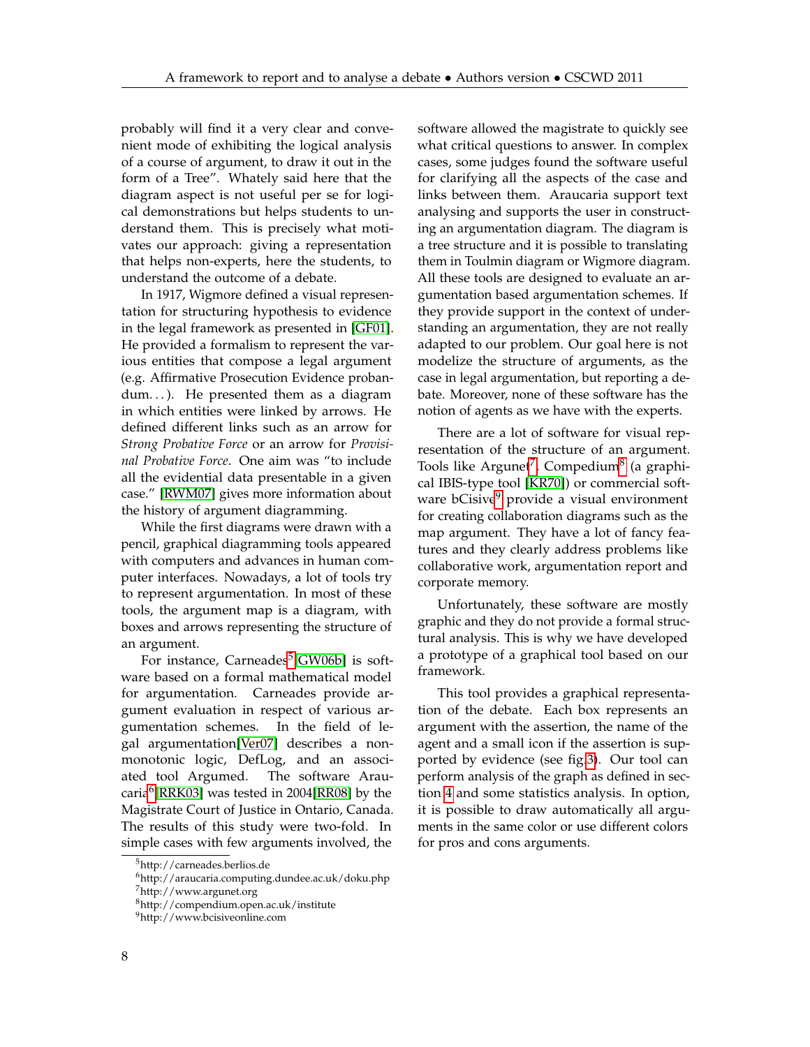probably will find it a very clear and convenient mode of exhibiting the logical analysis of a course of argument, to draw it out in the form of a Tree". Whately said here that the diagram aspect is not useful per se for logical demonstrations but helps students to understand them. This is precisely what motivates our approach: giving a representation that helps non-experts, here the students, to understand the outcome of a debate.

In 1917, Wigmore defined a visual representation for structuring hypothesis to evidence in the legal framework as presented in [GF01]. He provided a formalism to represent the various entities that compose a legal argument (e.g. Affirmative Prosecution Evidence probandum. . . ). He presented them as a diagram in which entities were linked by arrows. He defined different links such as an arrow for *Strong Probative Force* or an arrow for *Provisinal Probative Force*. One aim was "to include all the evidential data presentable in a given case." [RWM07] gives more information about the history of argument diagramming.

While the first diagrams were drawn with a pencil, graphical diagramming tools appeared with computers and advances in human computer interfaces. Nowadays, a lot of tools try to represent argumentation. In most of these tools, the argument map is a diagram, with boxes and arrows representing the structure of an argument.

For instance, Carneades[5] [GW06b] is software based on a formal mathematical model for argumentation. Carneades provide argument evaluation in respect of various argumentation schemes. In the field of legal argumentation[Ver07] describes a non-monotonic logic, DefLog, and an associated tool Argumed. The software Araucaria[6][RRK03] was tested in 2004[RR08] by the Magistrate Court of Justice in Ontario, Canada. The results of this study were two-fold. In simple cases with few arguments involved, the software allowed the magistrate to quickly see what critical questions to answer. In complex cases, some judges found the software useful for clarifying all the aspects of the case and links between them. Araucaria support text analysing and supports the user in constructing an argumentation diagram. The diagram is a tree structure and it is possible to translating them in Toulmin diagram or Wigmore diagram. All these tools are designed to evaluate an argumentation based argumentation schemes. If they provide support in the context of understanding an argumentation, they are not really adapted to our problem. Our goal here is not modelize the structure of arguments, as the case in legal argumentation, but reporting a debate. Moreover, none of these software has the notion of agents as we have with the experts.

There are a lot of software for visual representation of the structure of an argument. Tools like Argunet[7], Compedium[8] (a graphical IBIS-type tool [KR70]) or commercial software bCisive[9] provide a visual environment for creating collaboration diagrams such as the map argument. They have a lot of fancy features and they clearly address problems like collaborative work, argumentation report and corporate memory.

Unfortunately, these software are mostly graphic and they do not provide a formal structural analysis. This is why we have developed a prototype of a graphical tool based on our framework.

This tool provides a graphical representation of the debate. Each box represents an argument with the assertion, the name of the agent and a small icon if the assertion is supported by evidence (see fig.3). Our tool can perform analysis of the graph as defined in section 4 and some statistics analysis. In option, it is possible to draw automatically all arguments in the same color or use different colors for pros and cons arguments.

[5] http://carneades.berlios.de

[6] http://araucaria.computing.dundee.ac.uk/doku.php

[7] http://www.argunet.org

[8] http://compendium.open.ac.uk/institute

[9] http://www.bcisiveonline.com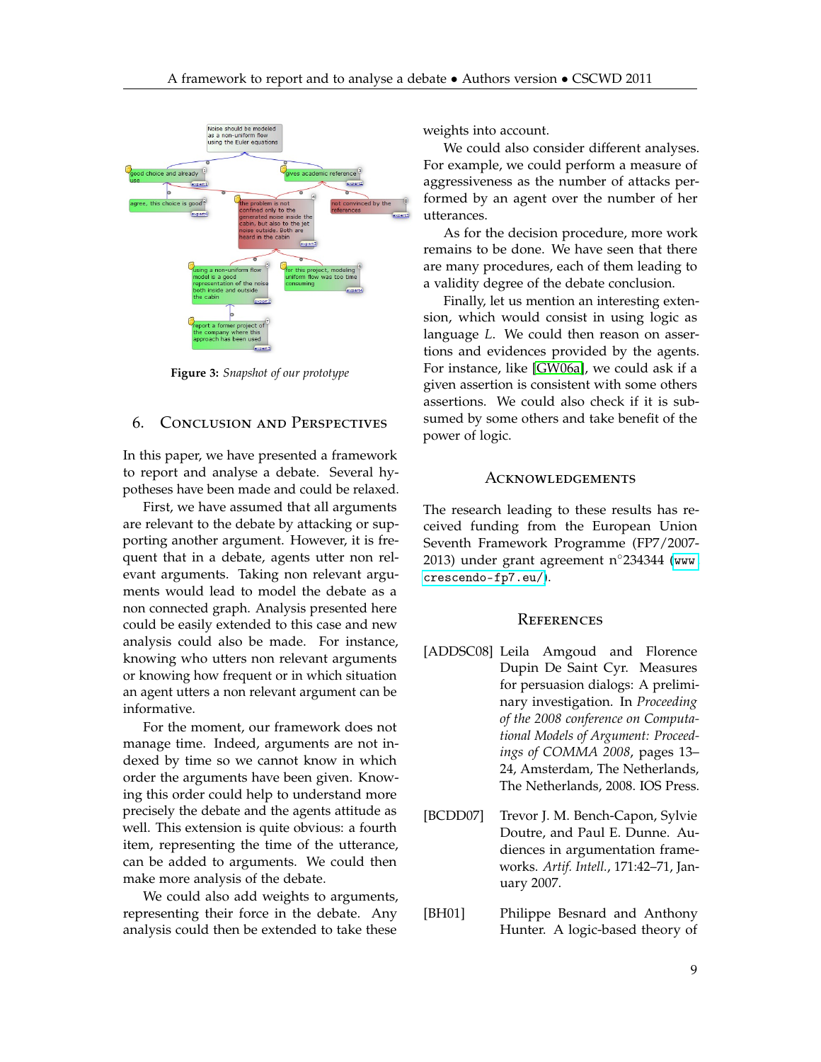**Figure 3:** *Snapshot of our prototype*

## 6. Conclusion and Perspectives

In this paper, we have presented a framework to report and analyse a debate. Several hypotheses have been made and could be relaxed.

First, we have assumed that all arguments are relevant to the debate by attacking or supporting another argument. However, it is frequent that in a debate, agents utter non relevant arguments. Taking non relevant arguments would lead to model the debate as a non connected graph. Analysis presented here could be easily extended to this case and new analysis could also be made. For instance, knowing who utters non relevant arguments or knowing how frequent or in which situation an agent utters a non relevant argument can be informative.

For the moment, our framework does not manage time. Indeed, arguments are not indexed by time so we cannot know in which order the arguments have been given. Knowing this order could help to understand more precisely the debate and the agents attitude as well. This extension is quite obvious: a fourth item, representing the time of the utterance, can be added to arguments. We could then make more analysis of the debate.

We could also add weights to arguments, representing their force in the debate. Any analysis could then be extended to take these weights into account.

We could also consider different analyses. For example, we could perform a measure of aggressiveness as the number of attacks performed by an agent over the number of her utterances.

As for the decision procedure, more work remains to be done. We have seen that there are many procedures, each of them leading to a validity degree of the debate conclusion.

Finally, let us mention an interesting extension, which would consist in using logic as language $L$. We could then reason on assertions and evidences provided by the agents. For instance, like [GW06a], we could ask if a given assertion is consistent with some others assertions. We could also check if it is subsumed by some others and take benefit of the power of logic.

### Acknowledgements

The research leading to these results has received funding from the European Union Seventh Framework Programme (FP7/2007-2013) under grant agreement n°234344 (www.crescendo-fp7.eu/).

### References

[ADDSC08] Leila Amgoud and Florence Dupin De Saint Cyr. Measures for persuasion dialogs: A preliminary investigation. In *Proceeding of the 2008 conference on Computational Models of Argument: Proceedings of COMMA 2008*, pages 13–24, Amsterdam, The Netherlands, The Netherlands, 2008. IOS Press.

[BCDD07] Trevor J. M. Bench-Capon, Sylvie Doutre, and Paul E. Dunne. Audiences in argumentation frameworks. *Artif. Intell.*, 171:42–71, January 2007.

[BH01] Philippe Besnard and Anthony Hunter. A logic-based theory of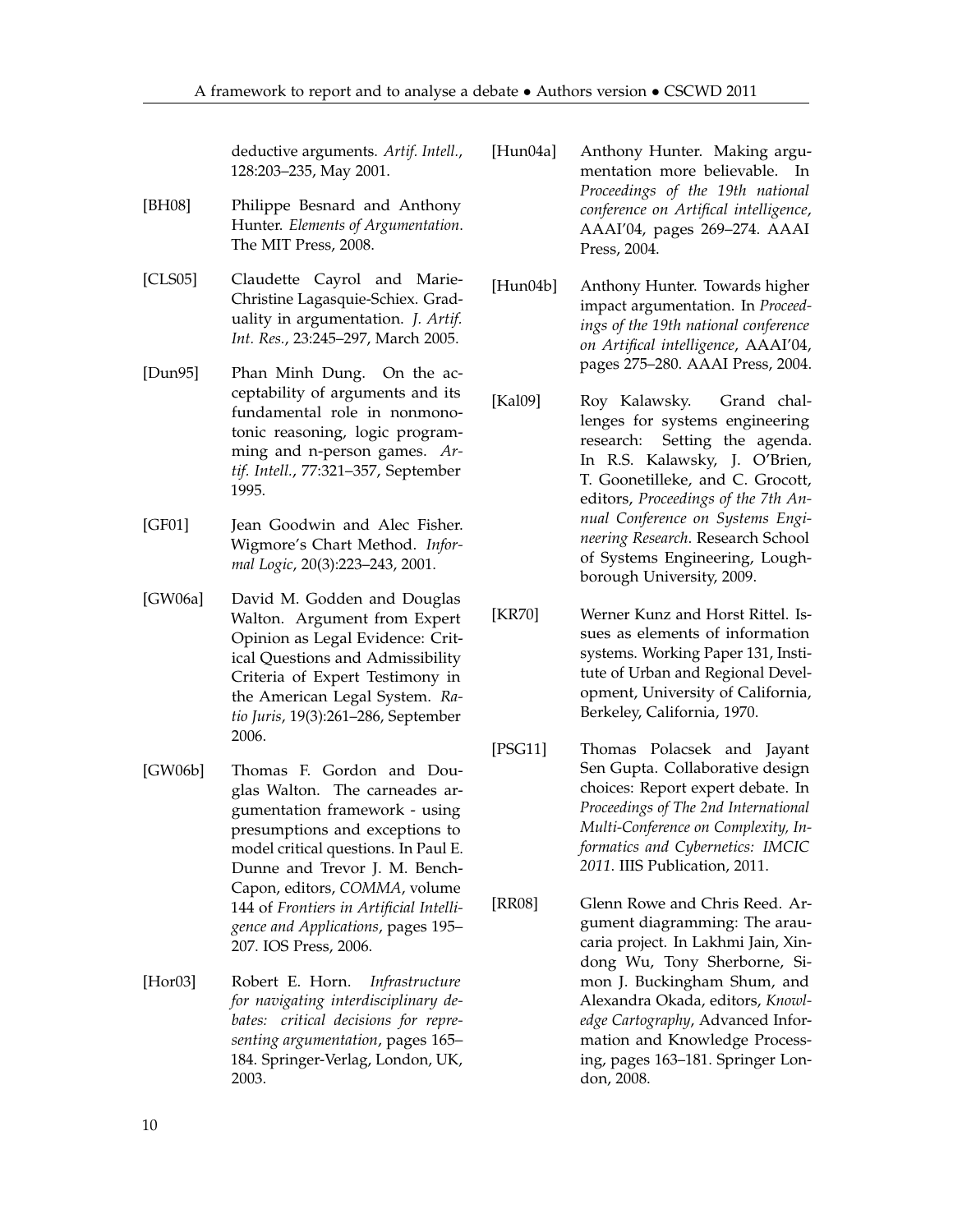deductive arguments. *Artif. Intell.*, 128:203–235, May 2001.

[BH08] Philippe Besnard and Anthony Hunter. *Elements of Argumentation*. The MIT Press, 2008.

[CLS05] Claudette Cayrol and Marie-Christine Lagasquie-Schiex. Graduality in argumentation. *J. Artif. Int. Res.*, 23:245–297, March 2005.

[Dun95] Phan Minh Dung. On the acceptability of arguments and its fundamental role in nonmonotonic reasoning, logic programming and n-person games. *Artif. Intell.*, 77:321–357, September 1995.

[GF01] Jean Goodwin and Alec Fisher. Wigmore's Chart Method. *Informal Logic*, 20(3):223–243, 2001.

[GW06a] David M. Godden and Douglas Walton. Argument from Expert Opinion as Legal Evidence: Critical Questions and Admissibility Criteria of Expert Testimony in the American Legal System. *Ratio Juris*, 19(3):261–286, September 2006.

[GW06b] Thomas F. Gordon and Douglas Walton. The carneades argumentation framework - using presumptions and exceptions to model critical questions. In Paul E. Dunne and Trevor J. M. Bench-Capon, editors, *COMMA*, volume 144 of *Frontiers in Artificial Intelligence and Applications*, pages 195–207. IOS Press, 2006.

[Hor03] Robert E. Horn. *Infrastructure for navigating interdisciplinary debates: critical decisions for representing argumentation*, pages 165–184. Springer-Verlag, London, UK, 2003.

[Hun04a] Anthony Hunter. Making argumentation more believable. In *Proceedings of the 19th national conference on Artifical intelligence*, AAAI'04, pages 269–274. AAAI Press, 2004.

[Hun04b] Anthony Hunter. Towards higher impact argumentation. In *Proceedings of the 19th national conference on Artifical intelligence*, AAAI'04, pages 275–280. AAAI Press, 2004.

[Kal09] Roy Kalawsky. Grand challenges for systems engineering research: Setting the agenda. In R.S. Kalawsky, J. O'Brien, T. Goonetilleke, and C. Grocott, editors, *Proceedings of the 7th Annual Conference on Systems Engineering Research*. Research School of Systems Engineering, Loughborough University, 2009.

[KR70] Werner Kunz and Horst Rittel. Issues as elements of information systems. Working Paper 131, Institute of Urban and Regional Development, University of California, Berkeley, California, 1970.

[PSG11] Thomas Polacsek and Jayant Sen Gupta. Collaborative design choices: Report expert debate. In *Proceedings of The 2nd International Multi-Conference on Complexity, Informatics and Cybernetics: IMCIC 2011*. IIIS Publication, 2011.

[RR08] Glenn Rowe and Chris Reed. Argument diagramming: The araucaria project. In Lakhmi Jain, Xindong Wu, Tony Sherborne, Simon J. Buckingham Shum, and Alexandra Okada, editors, *Knowledge Cartography*, Advanced Information and Knowledge Processing, pages 163–181. Springer London, 2008.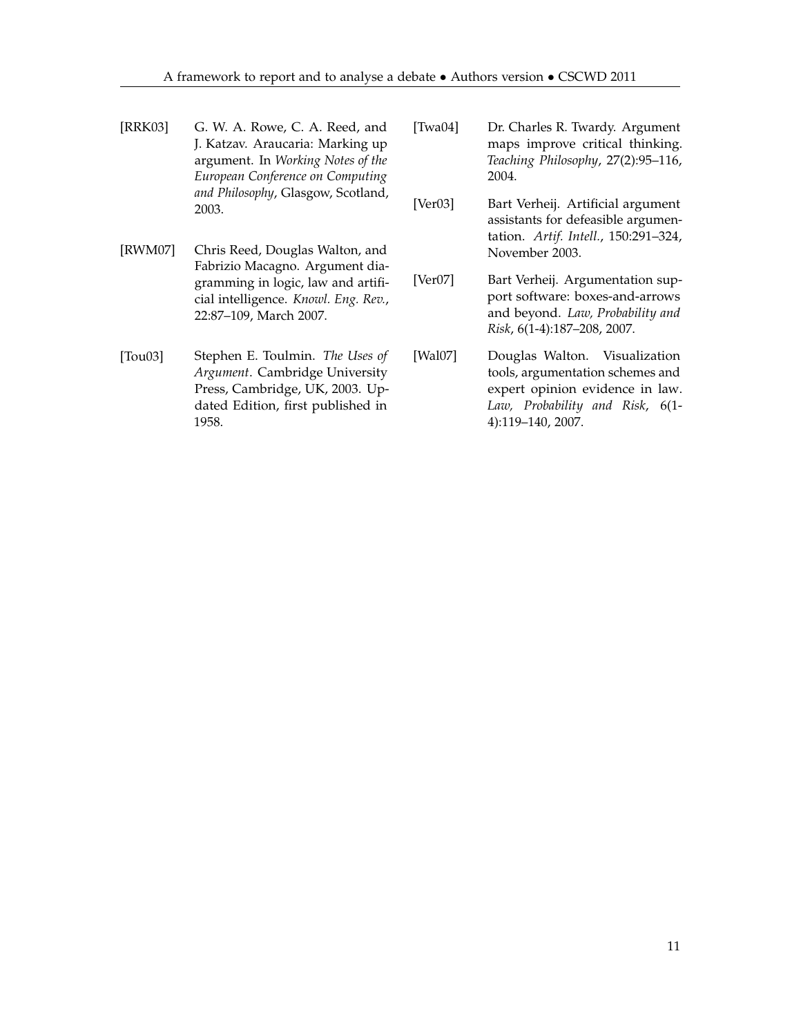[RRK03] G. W. A. Rowe, C. A. Reed, and J. Katzav. Araucaria: Marking up argument. In *Working Notes of the European Conference on Computing and Philosophy*, Glasgow, Scotland, 2003.

[RWM07] Chris Reed, Douglas Walton, and Fabrizio Macagno. Argument diagramming in logic, law and artificial intelligence. *Knowl. Eng. Rev.*, 22:87–109, March 2007.

[Tou03] Stephen E. Toulmin. *The Uses of Argument*. Cambridge University Press, Cambridge, UK, 2003. Updated Edition, first published in 1958.

[Twa04] Dr. Charles R. Twardy. Argument maps improve critical thinking. *Teaching Philosophy*, 27(2):95–116, 2004.

[Ver03] Bart Verheij. Artificial argument assistants for defeasible argumentation. *Artif. Intell.*, 150:291–324, November 2003.

[Ver07] Bart Verheij. Argumentation support software: boxes-and-arrows and beyond. *Law, Probability and Risk*, 6(1-4):187–208, 2007.

[Wal07] Douglas Walton. Visualization tools, argumentation schemes and expert opinion evidence in law. *Law, Probability and Risk*, 6(1-4):119–140, 2007.